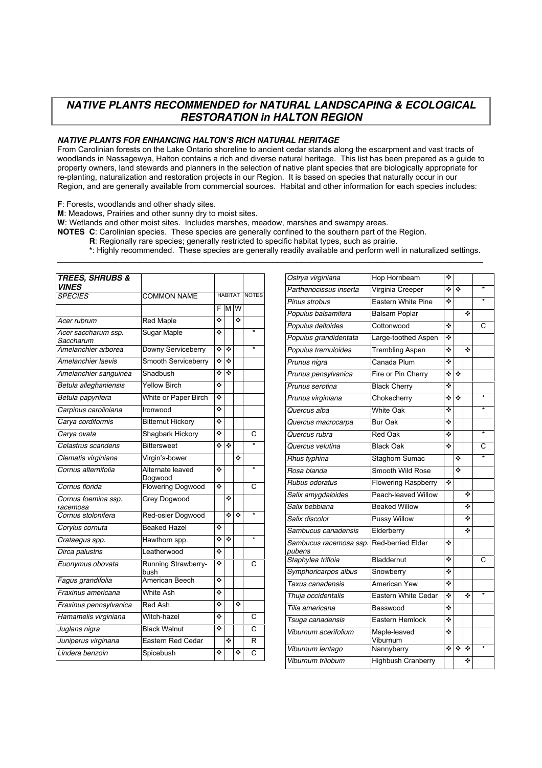# NATIVE PLANTS RECOMMENDED for NATURAL LANDSCAPING & ECOLOGICAL RESTORATION in HALTON REGION

### NATIVE PLANTS FOR ENHANCING HALTON'S RICH NATURAL HERITAGE

From Carolinian forests on the Lake Ontario shoreline to ancient cedar stands along the escarpment and vast tracts of woodlands in Nassagewya, Halton contains a rich and diverse natural heritage. This list has been prepared as a guide to property owners, land stewards and planners in the selection of native plant species that are biologically appropriate for re-planting, naturalization and restoration projects in our Region. It is based on species that naturally occur in our Region, and are generally available from commercial sources. Habitat and other information for each species includes:

**F**: Forests, woodlands and other shady sites.
**M**: Meadows, Prairies and other sunny dry to moist sites.
**W**: Wetlands and other moist sites. Includes marshes, meadow, marshes and swampy areas.
**NOTES C**: Carolinian species. These species are generally confined to the southern part of the Region.
**R**: Regionally rare species; generally restricted to specific habitat types, such as prairie.
**\***: Highly recommended. These species are generally readily available and perform well in naturalized settings.

| ***TREES, SHRUBS & VINES*** | | | | | |
|---|---|---|---|---|---|
| *SPECIES* | COMMON NAME | HABITAT | | | NOTES |
| | | F | M | W | |
| *Acer rubrum* | Red Maple | ❖ | | ❖ | |
| *Acer saccharum ssp. Saccharum* | Sugar Maple | ❖ | | | * |
| *Amelanchier arborea* | Downy Serviceberry | ❖ | ❖ | | * |
| *Amelanchier laevis* | Smooth Serviceberry | ❖ | ❖ | | |
| *Amelanchier sanguinea* | Shadbush | ❖ | ❖ | | |
| *Betula alleghaniensis* | Yellow Birch | ❖ | | | |
| *Betula papyrifera* | White or Paper Birch | ❖ | | | |
| *Carpinus caroliniana* | Ironwood | ❖ | | | |
| *Carya cordiformis* | Bitternut Hickory | ❖ | | | |
| *Carya ovata* | Shagbark Hickory | ❖ | | | C |
| *Celastrus scandens* | Bittersweet | ❖ | ❖ | | * |
| *Clematis virginiana* | Virgin's-bower | | | ❖ | |
| *Cornus alternifolia* | Alternate leaved Dogwood | ❖ | | | * |
| *Cornus florida* | Flowering Dogwood | ❖ | | | C |
| *Cornus foemina ssp. racemosa* | Grey Dogwood | | ❖ | | |
| *Cornus stolonifera* | Red-osier Dogwood | | ❖ | ❖ | * |
| *Corylus cornuta* | Beaked Hazel | ❖ | | | |
| *Crataegus spp.* | Hawthorn spp. | ❖ | ❖ | | * |
| *Dirca palustris* | Leatherwood | ❖ | | | |
| *Euonymus obovata* | Running Strawberry-bush | ❖ | | | C |
| *Fagus grandifolia* | American Beech | ❖ | | | |
| *Fraxinus americana* | White Ash | ❖ | | | |
| *Fraxinus pennsylvanica* | Red Ash | ❖ | | ❖ | |
| *Hamamelis virginiana* | Witch-hazel | ❖ | | | C |
| *Juglans nigra* | Black Walnut | ❖ | | | C |
| *Juniperus virginana* | Eastern Red Cedar | | ❖ | | R |
| *Lindera benzoin* | Spicebush | ❖ | | ❖ | C |
| *Ostrya virginiana* | Hop Hornbeam | ❖ | | | |
| *Parthenocissus inserta* | Virginia Creeper | ❖ | ❖ | | * |
| *Pinus strobus* | Eastern White Pine | ❖ | | | * |
| *Populus balsamifera* | Balsam Poplar | | | ❖ | |
| *Populus deltoides* | Cottonwood | ❖ | | | C |
| *Populus grandidentata* | Large-toothed Aspen | ❖ | | | |
| *Populus tremuloides* | Trembling Aspen | ❖ | | ❖ | |
| *Prunus nigra* | Canada Plum | ❖ | | | |
| *Prunus pensylvanica* | Fire or Pin Cherry | ❖ | ❖ | | |
| *Prunus serotina* | Black Cherry | ❖ | | | |
| *Prunus virginiana* | Chokecherry | ❖ | ❖ | | * |
| *Quercus alba* | White Oak | ❖ | | | * |
| *Quercus macrocarpa* | Bur Oak | ❖ | | | |
| *Quercus rubra* | Red Oak | ❖ | | | * |
| *Quercus velutina* | Black Oak | ❖ | | | C |
| *Rhus typhina* | Staghorn Sumac | | ❖ | | * |
| *Rosa blanda* | Smooth Wild Rose | | ❖ | | |
| *Rubus odoratus* | Flowering Raspberry | ❖ | | | |
| *Salix amygdaloides* | Peach-leaved Willow | | | ❖ | |
| *Salix bebbiana* | Beaked Willow | | | ❖ | |
| *Salix discolor* | Pussy Willow | | | ❖ | |
| *Sambucus canadensis* | Elderberry | | | ❖ | |
| *Sambucus racemosa ssp. pubens* | Red-berried Elder | ❖ | | | |
| *Staphylea trifloia* | Bladdernut | ❖ | | | C |
| *Symphoricarpos albus* | Snowberry | ❖ | | | |
| *Taxus canadensis* | American Yew | ❖ | | | |
| *Thuja occidentalis* | Eastern White Cedar | ❖ | | ❖ | * |
| *Tilia americana* | Basswood | ❖ | | | |
| *Tsuga canadensis* | Eastern Hemlock | ❖ | | | |
| *Viburnum acerifolium* | Maple-leaved Viburnum | ❖ | | | |
| *Viburnum lentago* | Nannyberry | ❖ | ❖ | ❖ | * |
| *Viburnum trilobum* | Highbush Cranberry | | | ❖ | |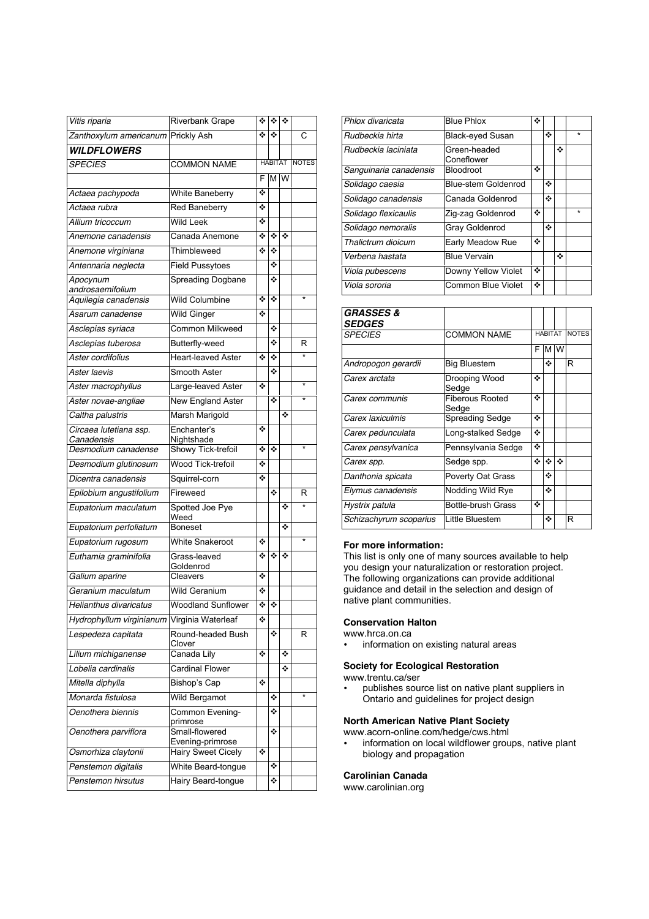| Vitis riparia | Riverbank Grape | ❖ | ❖ | ❖ | |
|---|---|---|---|---|---|
| Zanthoxylum americanum | Prickly Ash | ❖ | ❖ | | C |

| ***WILDFLOWERS*** | | | | | |
|---|---|---|---|---|---|
| *SPECIES* | COMMON NAME | HABITAT | | | NOTES |
| | | F | M | W | |
| *Actaea pachypoda* | White Baneberry | ❖ | | | |
| *Actaea rubra* | Red Baneberry | ❖ | | | |
| *Allium tricoccum* | Wild Leek | ❖ | | | |
| *Anemone canadensis* | Canada Anemone | ❖ | ❖ | ❖ | |
| *Anemone virginiana* | Thimbleweed | ❖ | ❖ | | |
| *Antennaria neglecta* | Field Pussytoes | | ❖ | | |
| *Apocynum androsaemifolium* | Spreading Dogbane | | ❖ | | |
| *Aquilegia canadensis* | Wild Columbine | ❖ | ❖ | | * |
| *Asarum canadense* | Wild Ginger | ❖ | | | |
| *Asclepias syriaca* | Common Milkweed | | ❖ | | |
| *Asclepias tuberosa* | Butterfly-weed | | ❖ | | R |
| *Aster cordifolius* | Heart-leaved Aster | ❖ | ❖ | | * |
| *Aster laevis* | Smooth Aster | | ❖ | | |
| *Aster macrophyllus* | Large-leaved Aster | ❖ | | | * |
| *Aster novae-angliae* | New England Aster | | ❖ | | * |
| *Caltha palustris* | Marsh Marigold | | | ❖ | |
| *Circaea lutetiana ssp. Canadensis* | Enchanter's Nightshade | ❖ | | | |
| *Desmodium canadense* | Showy Tick-trefoil | ❖ | ❖ | | * |
| *Desmodium glutinosum* | Wood Tick-trefoil | ❖ | | | |
| *Dicentra canadensis* | Squirrel-corn | ❖ | | | |
| *Epilobium angustifolium* | Fireweed | | ❖ | | R |
| *Eupatorium maculatum* | Spotted Joe Pye Weed | | | ❖ | * |
| *Eupatorium perfoliatum* | Boneset | | | ❖ | |
| *Eupatorium rugosum* | White Snakeroot | ❖ | | | * |
| *Euthamia graminifolia* | Grass-leaved Goldenrod | ❖ | ❖ | ❖ | |
| *Galium aparine* | Cleavers | ❖ | | | |
| *Geranium maculatum* | Wild Geranium | ❖ | | | |
| *Helianthus divaricatus* | Woodland Sunflower | ❖ | ❖ | | |
| *Hydrophyllum virginianum* | Virginia Waterleaf | ❖ | | | |
| *Lespedeza capitata* | Round-headed Bush Clover | | ❖ | | R |
| *Lilium michiganense* | Canada Lily | ❖ | | ❖ | |
| *Lobelia cardinalis* | Cardinal Flower | | | ❖ | |
| *Mitella diphylla* | Bishop's Cap | ❖ | | | |
| *Monarda fistulosa* | Wild Bergamot | | ❖ | | * |
| *Oenothera biennis* | Common Evening-primrose | | ❖ | | |
| *Oenothera parviflora* | Small-flowered Evening-primrose | | ❖ | | |
| *Osmorhiza claytonii* | Hairy Sweet Cicely | ❖ | | | |
| *Penstemon digitalis* | White Beard-tongue | | ❖ | | |
| *Penstemon hirsutus* | Hairy Beard-tongue | | ❖ | | |
| *Phlox divaricata* | Blue Phlox | ❖ | | | |
| *Rudbeckia hirta* | Black-eyed Susan | | ❖ | | * |
| *Rudbeckia laciniata* | Green-headed Coneflower | | | ❖ | |
| *Sanguinaria canadensis* | Bloodroot | ❖ | | | |
| *Solidago caesia* | Blue-stem Goldenrod | | ❖ | | |
| *Solidago canadensis* | Canada Goldenrod | | ❖ | | |
| *Solidago flexicaulis* | Zig-zag Goldenrod | ❖ | | | * |
| *Solidago nemoralis* | Gray Goldenrod | | ❖ | | |
| *Thalictrum dioicum* | Early Meadow Rue | ❖ | | | |
| *Verbena hastata* | Blue Vervain | | | ❖ | |
| *Viola pubescens* | Downy Yellow Violet | ❖ | | | |
| *Viola sororia* | Common Blue Violet | ❖ | | | |

| ***GRASSES & SEDGES*** | | | | | |
|---|---|---|---|---|---|
| *SPECIES* | COMMON NAME | HABITAT | | | NOTES |
| | | F | M | W | |
| *Andropogon gerardii* | Big Bluestem | | ❖ | | R |
| *Carex arctata* | Drooping Wood Sedge | ❖ | | | |
| *Carex communis* | Fiberous Rooted Sedge | ❖ | | | |
| *Carex laxiculmis* | Spreading Sedge | ❖ | | | |
| *Carex pedunculata* | Long-stalked Sedge | ❖ | | | |
| *Carex pensylvanica* | Pennsylvania Sedge | ❖ | | | |
| *Carex spp.* | Sedge spp. | ❖ | ❖ | ❖ | |
| *Danthonia spicata* | Poverty Oat Grass | | ❖ | | |
| *Elymus canadensis* | Nodding Wild Rye | | ❖ | | |
| *Hystrix patula* | Bottle-brush Grass | ❖ | | | |
| *Schizachyrum scoparius* | Little Bluestem | | ❖ | | R |

**For more information:**

This list is only one of many sources available to help you design your naturalization or restoration project. The following organizations can provide additional guidance and detail in the selection and design of native plant communities.

**Conservation Halton**

www.hrca.on.ca

- information on existing natural areas

**Society for Ecological Restoration**

www.trentu.ca/ser

- publishes source list on native plant suppliers in Ontario and guidelines for project design

**North American Native Plant Society**

www.acorn-online.com/hedge/cws.html

- information on local wildflower groups, native plant biology and propagation

**Carolinian Canada**

www.carolinian.org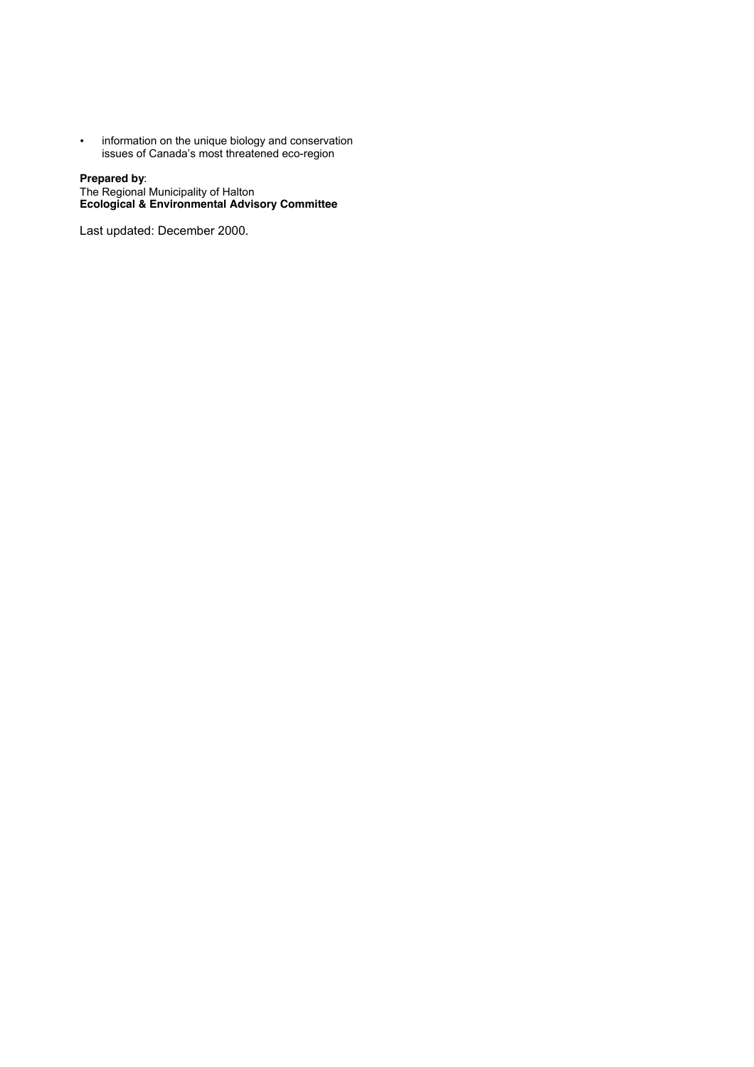- information on the unique biology and conservation issues of Canada's most threatened eco-region

**Prepared by**:
The Regional Municipality of Halton
**Ecological & Environmental Advisory Committee**

Last updated: December 2000.